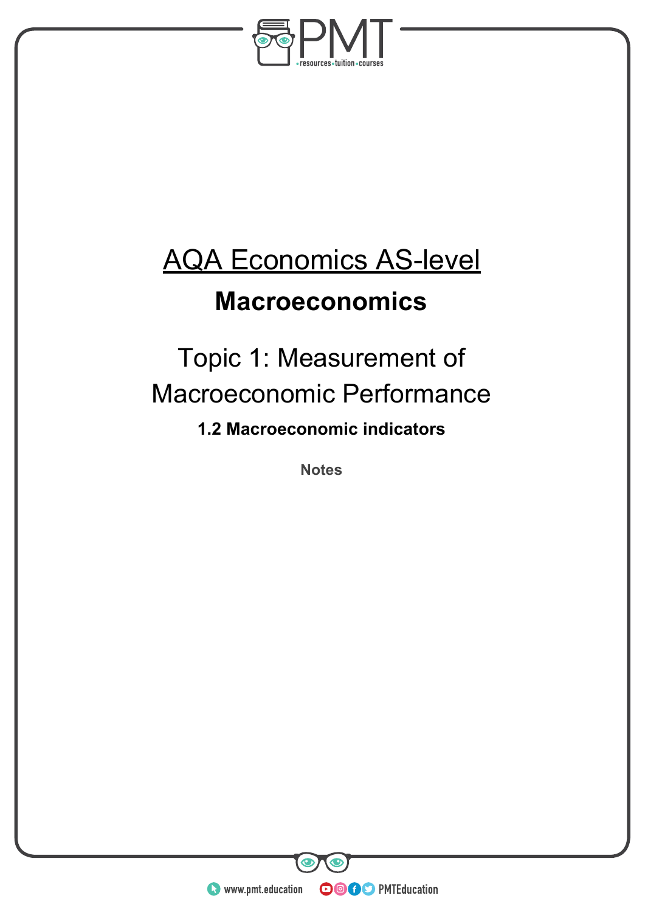# AQA Economics AS-level

## Macroeconomics

Topic 1: Measurement of Macroeconomic Performance

**1.2 Macroeconomic indicators**

**Notes**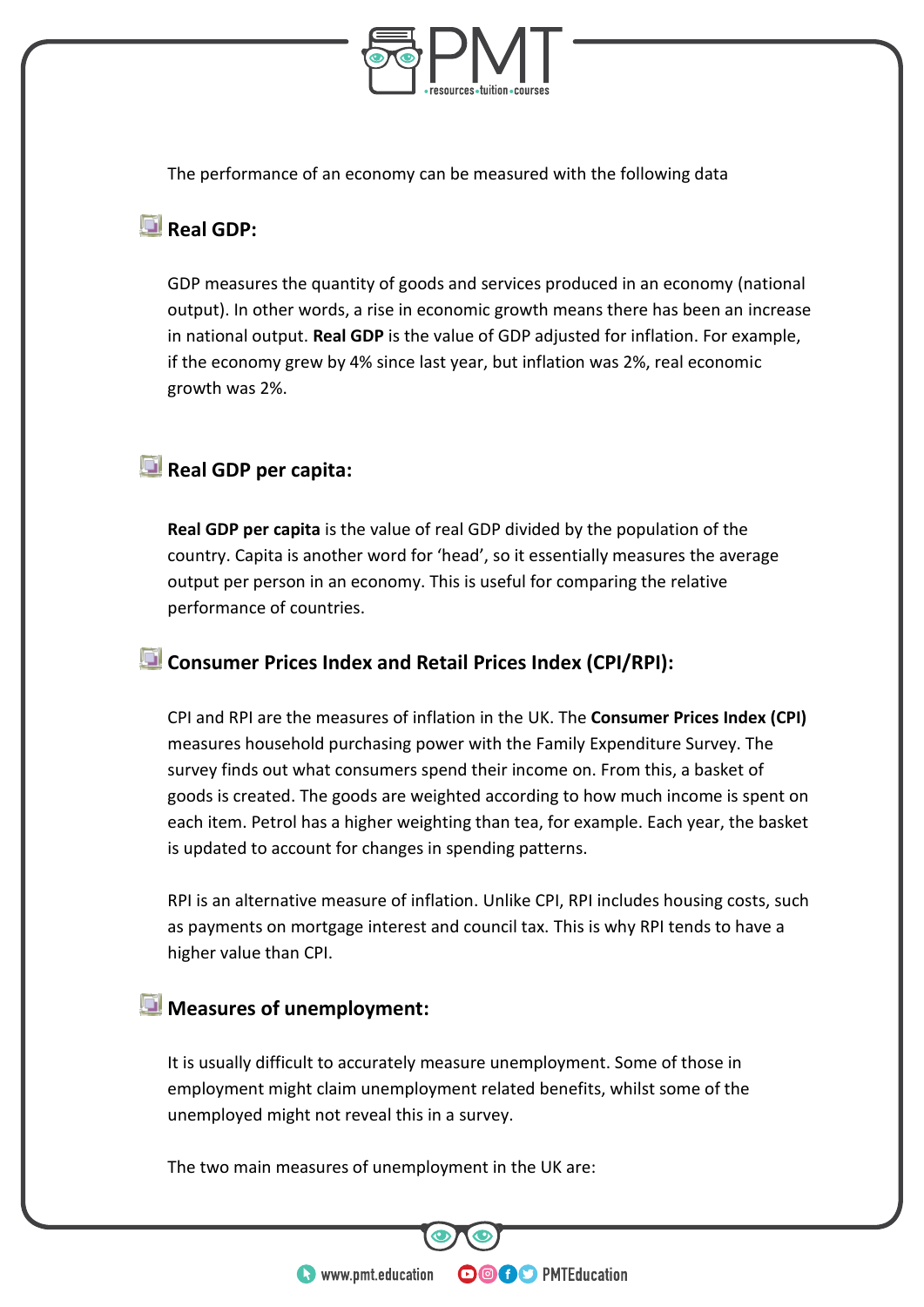The performance of an economy can be measured with the following data

### Real GDP:

GDP measures the quantity of goods and services produced in an economy (national output). In other words, a rise in economic growth means there has been an increase in national output. **Real GDP** is the value of GDP adjusted for inflation. For example, if the economy grew by 4% since last year, but inflation was 2%, real economic growth was 2%.

### Real GDP per capita:

**Real GDP per capita** is the value of real GDP divided by the population of the country. Capita is another word for 'head', so it essentially measures the average output per person in an economy. This is useful for comparing the relative performance of countries.

### Consumer Prices Index and Retail Prices Index (CPI/RPI):

CPI and RPI are the measures of inflation in the UK. The **Consumer Prices Index (CPI)** measures household purchasing power with the Family Expenditure Survey. The survey finds out what consumers spend their income on. From this, a basket of goods is created. The goods are weighted according to how much income is spent on each item. Petrol has a higher weighting than tea, for example. Each year, the basket is updated to account for changes in spending patterns.

RPI is an alternative measure of inflation. Unlike CPI, RPI includes housing costs, such as payments on mortgage interest and council tax. This is why RPI tends to have a higher value than CPI.

### Measures of unemployment:

It is usually difficult to accurately measure unemployment. Some of those in employment might claim unemployment related benefits, whilst some of the unemployed might not reveal this in a survey.

The two main measures of unemployment in the UK are: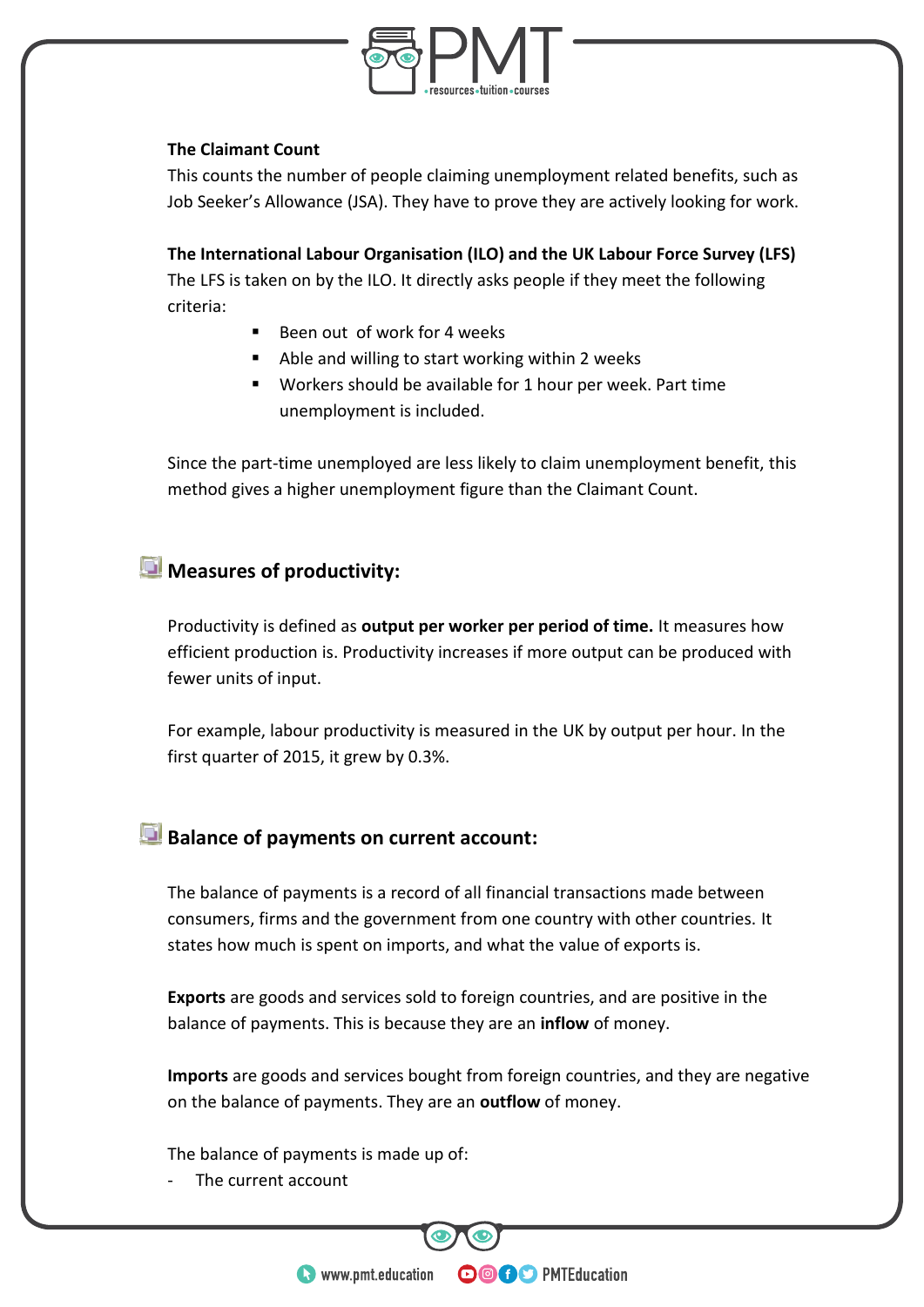**The Claimant Count**

This counts the number of people claiming unemployment related benefits, such as Job Seeker's Allowance (JSA). They have to prove they are actively looking for work.

**The International Labour Organisation (ILO) and the UK Labour Force Survey (LFS)**

The LFS is taken on by the ILO. It directly asks people if they meet the following criteria:

- Been out of work for 4 weeks
- Able and willing to start working within 2 weeks
- Workers should be available for 1 hour per week. Part time unemployment is included.

Since the part-time unemployed are less likely to claim unemployment benefit, this method gives a higher unemployment figure than the Claimant Count.

## Measures of productivity:

Productivity is defined as **output per worker per period of time.** It measures how efficient production is. Productivity increases if more output can be produced with fewer units of input.

For example, labour productivity is measured in the UK by output per hour. In the first quarter of 2015, it grew by 0.3%.

## Balance of payments on current account:

The balance of payments is a record of all financial transactions made between consumers, firms and the government from one country with other countries. It states how much is spent on imports, and what the value of exports is.

**Exports** are goods and services sold to foreign countries, and are positive in the balance of payments. This is because they are an **inflow** of money.

**Imports** are goods and services bought from foreign countries, and they are negative on the balance of payments. They are an **outflow** of money.

The balance of payments is made up of:

- The current account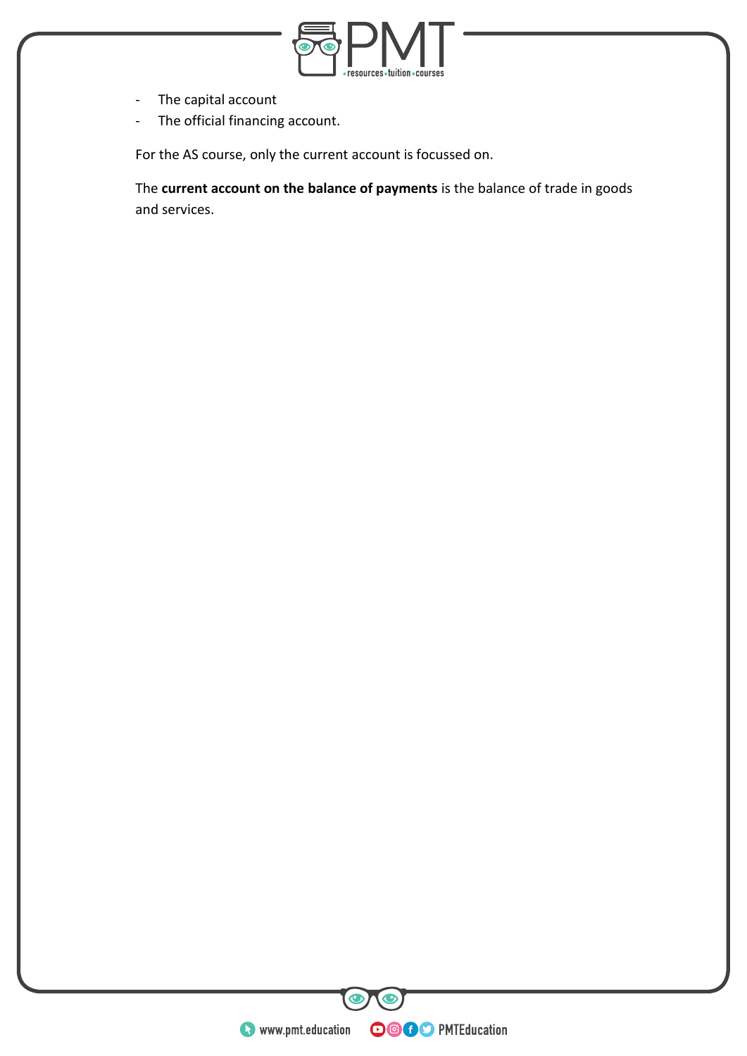- The capital account
- The official financing account.

For the AS course, only the current account is focussed on.

The **current account on the balance of payments** is the balance of trade in goods and services.